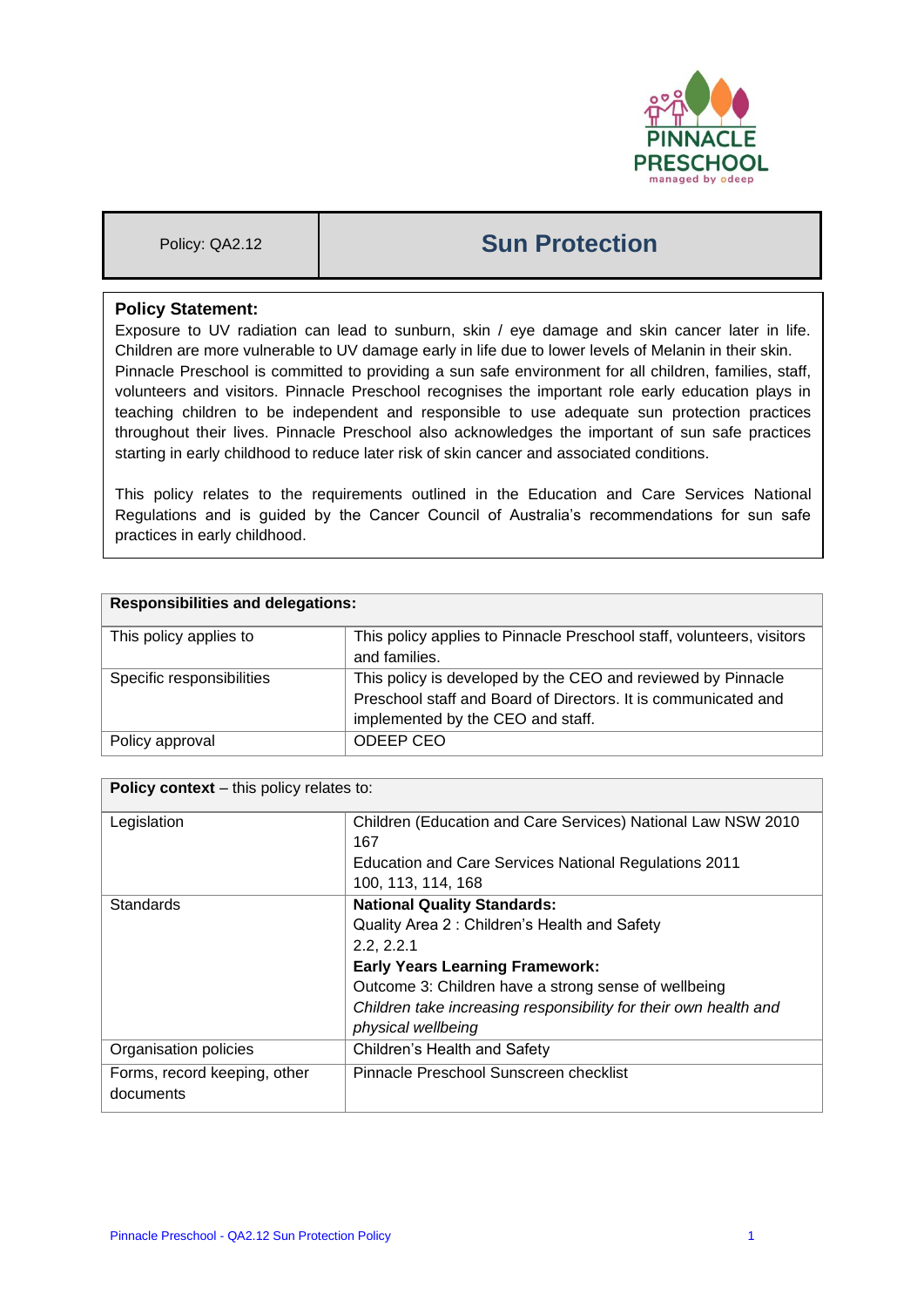| Policy: QA2.12 | Sun Protection |
|---|---|

**Policy Statement:**
Exposure to UV radiation can lead to sunburn, skin / eye damage and skin cancer later in life. Children are more vulnerable to UV damage early in life due to lower levels of Melanin in their skin. Pinnacle Preschool is committed to providing a sun safe environment for all children, families, staff, volunteers and visitors. Pinnacle Preschool recognises the important role early education plays in teaching children to be independent and responsible to use adequate sun protection practices throughout their lives. Pinnacle Preschool also acknowledges the important of sun safe practices starting in early childhood to reduce later risk of skin cancer and associated conditions.

This policy relates to the requirements outlined in the Education and Care Services National Regulations and is guided by the Cancer Council of Australia's recommendations for sun safe practices in early childhood.

| **Responsibilities and delegations:** | |
|---|---|
| This policy applies to | This policy applies to Pinnacle Preschool staff, volunteers, visitors and families. |
| Specific responsibilities | This policy is developed by the CEO and reviewed by Pinnacle Preschool staff and Board of Directors. It is communicated and implemented by the CEO and staff. |
| Policy approval | ODEEP CEO |

| **Policy context** – this policy relates to: | |
|---|---|
| Legislation | Children (Education and Care Services) National Law NSW 2010<br>167<br>Education and Care Services National Regulations 2011<br>100, 113, 114, 168 |
| Standards | **National Quality Standards:**<br>Quality Area 2 : Children's Health and Safety<br>2.2, 2.2.1<br>**Early Years Learning Framework:**<br>Outcome 3: Children have a strong sense of wellbeing<br>*Children take increasing responsibility for their own health and physical wellbeing* |
| Organisation policies | Children's Health and Safety |
| Forms, record keeping, other documents | Pinnacle Preschool Sunscreen checklist |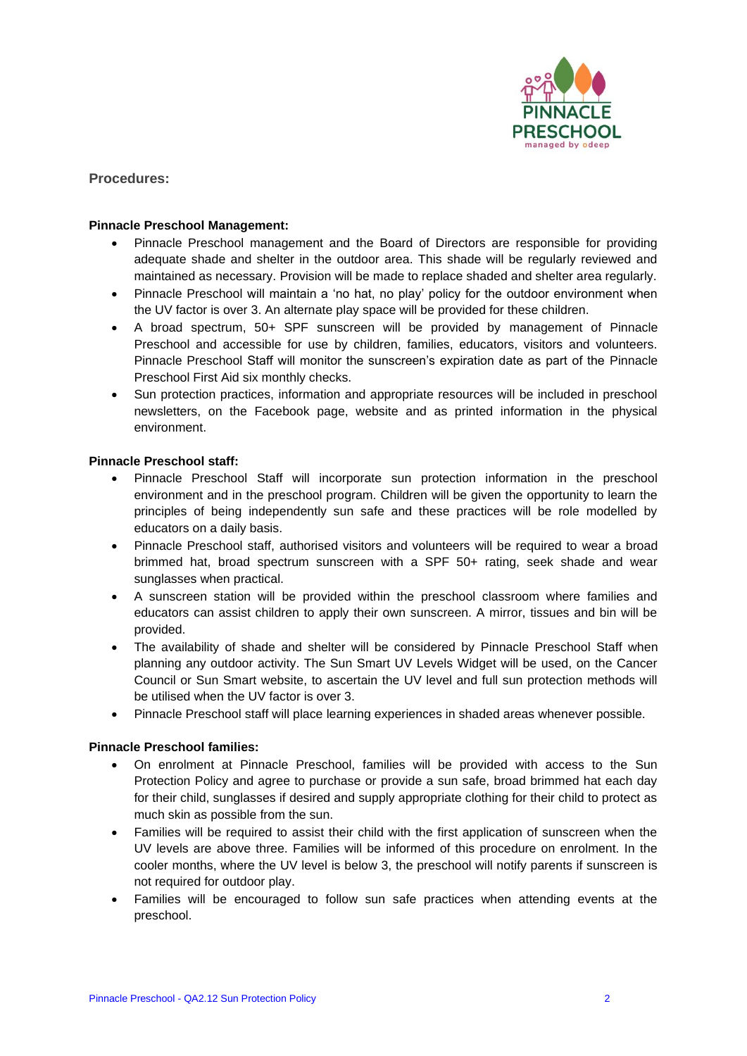## Procedures:

**Pinnacle Preschool Management:**

- Pinnacle Preschool management and the Board of Directors are responsible for providing adequate shade and shelter in the outdoor area. This shade will be regularly reviewed and maintained as necessary. Provision will be made to replace shaded and shelter area regularly.
- Pinnacle Preschool will maintain a 'no hat, no play' policy for the outdoor environment when the UV factor is over 3. An alternate play space will be provided for these children.
- A broad spectrum, 50+ SPF sunscreen will be provided by management of Pinnacle Preschool and accessible for use by children, families, educators, visitors and volunteers. Pinnacle Preschool Staff will monitor the sunscreen's expiration date as part of the Pinnacle Preschool First Aid six monthly checks.
- Sun protection practices, information and appropriate resources will be included in preschool newsletters, on the Facebook page, website and as printed information in the physical environment.

**Pinnacle Preschool staff:**

- Pinnacle Preschool Staff will incorporate sun protection information in the preschool environment and in the preschool program. Children will be given the opportunity to learn the principles of being independently sun safe and these practices will be role modelled by educators on a daily basis.
- Pinnacle Preschool staff, authorised visitors and volunteers will be required to wear a broad brimmed hat, broad spectrum sunscreen with a SPF 50+ rating, seek shade and wear sunglasses when practical.
- A sunscreen station will be provided within the preschool classroom where families and educators can assist children to apply their own sunscreen. A mirror, tissues and bin will be provided.
- The availability of shade and shelter will be considered by Pinnacle Preschool Staff when planning any outdoor activity. The Sun Smart UV Levels Widget will be used, on the Cancer Council or Sun Smart website, to ascertain the UV level and full sun protection methods will be utilised when the UV factor is over 3.
- Pinnacle Preschool staff will place learning experiences in shaded areas whenever possible.

**Pinnacle Preschool families:**

- On enrolment at Pinnacle Preschool, families will be provided with access to the Sun Protection Policy and agree to purchase or provide a sun safe, broad brimmed hat each day for their child, sunglasses if desired and supply appropriate clothing for their child to protect as much skin as possible from the sun.
- Families will be required to assist their child with the first application of sunscreen when the UV levels are above three. Families will be informed of this procedure on enrolment. In the cooler months, where the UV level is below 3, the preschool will notify parents if sunscreen is not required for outdoor play.
- Families will be encouraged to follow sun safe practices when attending events at the preschool.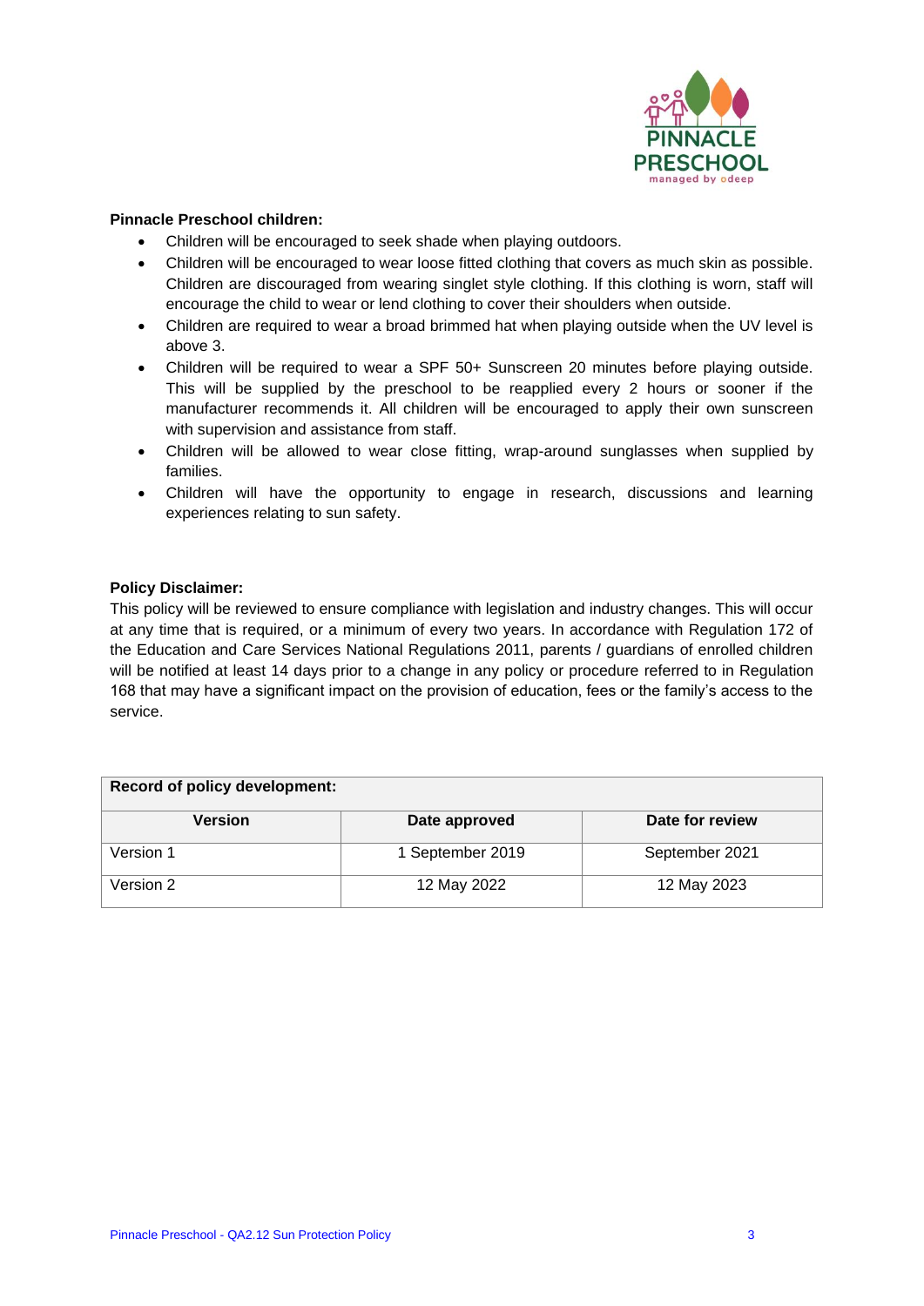**Pinnacle Preschool children:**

- Children will be encouraged to seek shade when playing outdoors.
- Children will be encouraged to wear loose fitted clothing that covers as much skin as possible. Children are discouraged from wearing singlet style clothing. If this clothing is worn, staff will encourage the child to wear or lend clothing to cover their shoulders when outside.
- Children are required to wear a broad brimmed hat when playing outside when the UV level is above 3.
- Children will be required to wear a SPF 50+ Sunscreen 20 minutes before playing outside. This will be supplied by the preschool to be reapplied every 2 hours or sooner if the manufacturer recommends it. All children will be encouraged to apply their own sunscreen with supervision and assistance from staff.
- Children will be allowed to wear close fitting, wrap-around sunglasses when supplied by families.
- Children will have the opportunity to engage in research, discussions and learning experiences relating to sun safety.

**Policy Disclaimer:**

This policy will be reviewed to ensure compliance with legislation and industry changes. This will occur at any time that is required, or a minimum of every two years. In accordance with Regulation 172 of the Education and Care Services National Regulations 2011, parents / guardians of enrolled children will be notified at least 14 days prior to a change in any policy or procedure referred to in Regulation 168 that may have a significant impact on the provision of education, fees or the family's access to the service.

| **Record of policy development:** | | |
|---|---|---|
| **Version** | **Date approved** | **Date for review** |
| Version 1 | 1 September 2019 | September 2021 |
| Version 2 | 12 May 2022 | 12 May 2023 |